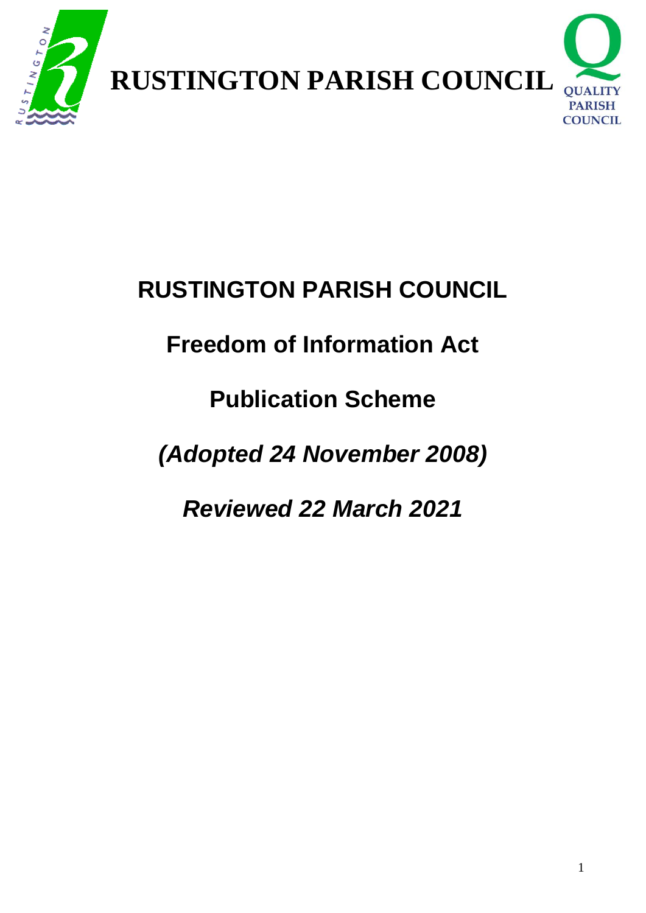**RUSTINGTON PARISH COUNCIL**

# RUSTINGTON PARISH COUNCIL

## Freedom of Information Act

## Publication Scheme

## *(Adopted 24 November 2008)*

## *Reviewed 22 March 2021*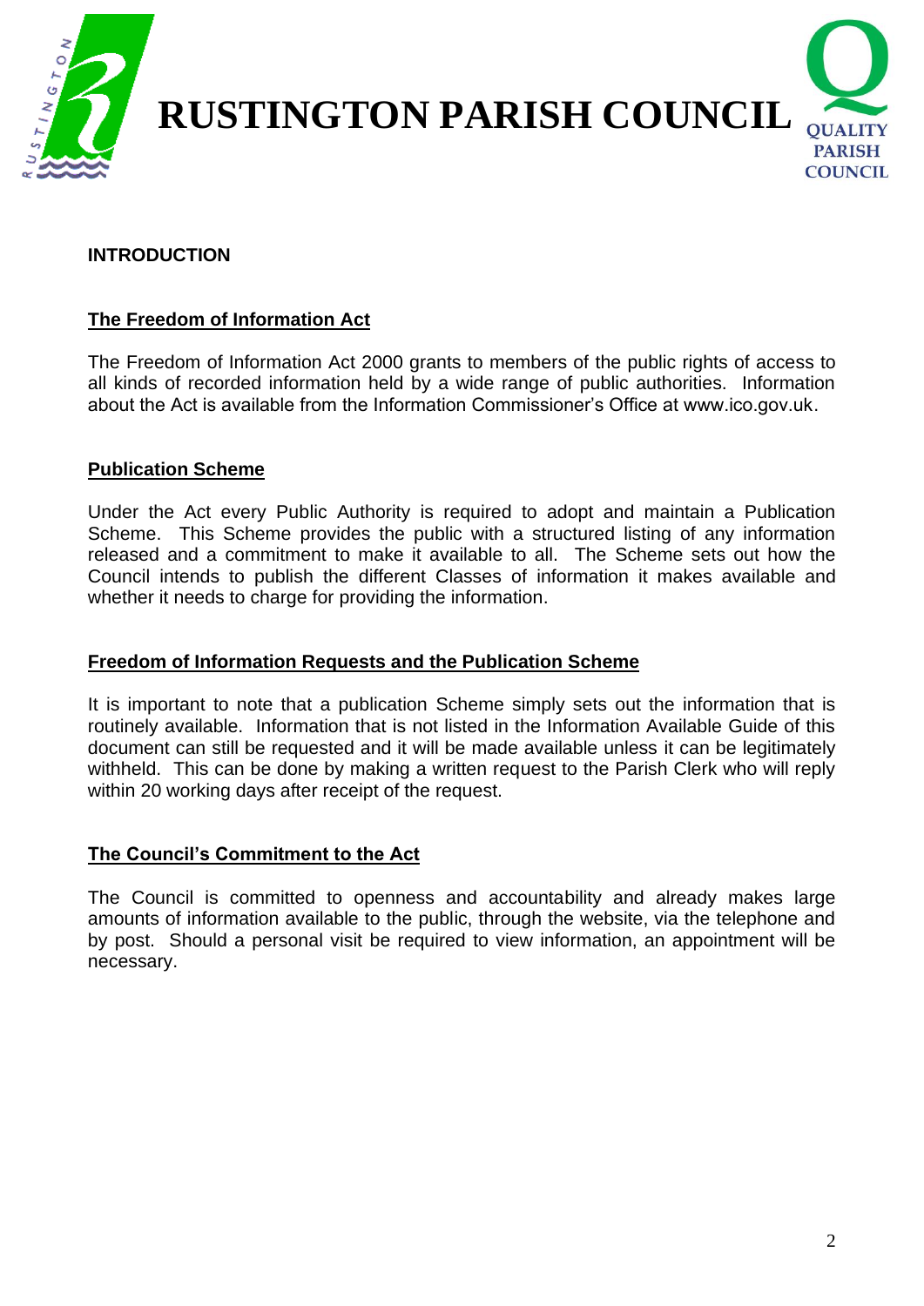# RUSTINGTON PARISH COUNCIL

## INTRODUCTION

### The Freedom of Information Act

The Freedom of Information Act 2000 grants to members of the public rights of access to all kinds of recorded information held by a wide range of public authorities. Information about the Act is available from the Information Commissioner's Office at www.ico.gov.uk.

### Publication Scheme

Under the Act every Public Authority is required to adopt and maintain a Publication Scheme. This Scheme provides the public with a structured listing of any information released and a commitment to make it available to all. The Scheme sets out how the Council intends to publish the different Classes of information it makes available and whether it needs to charge for providing the information.

### Freedom of Information Requests and the Publication Scheme

It is important to note that a publication Scheme simply sets out the information that is routinely available. Information that is not listed in the Information Available Guide of this document can still be requested and it will be made available unless it can be legitimately withheld. This can be done by making a written request to the Parish Clerk who will reply within 20 working days after receipt of the request.

### The Council's Commitment to the Act

The Council is committed to openness and accountability and already makes large amounts of information available to the public, through the website, via the telephone and by post. Should a personal visit be required to view information, an appointment will be necessary.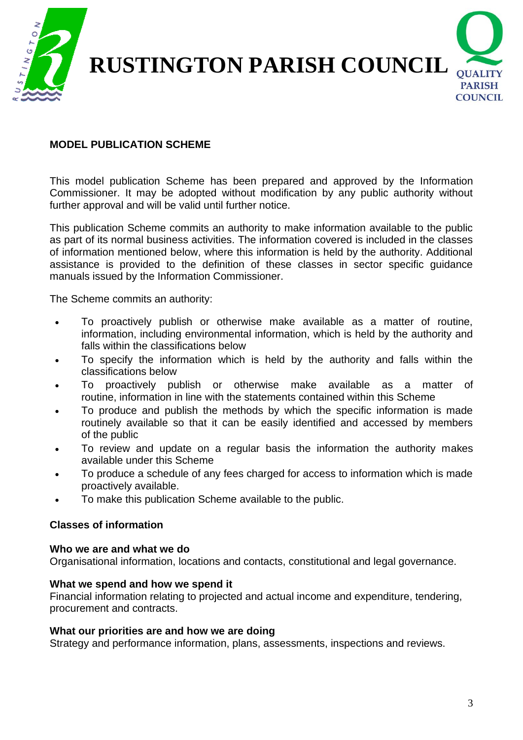# RUSTINGTON PARISH COUNCIL

## MODEL PUBLICATION SCHEME

This model publication Scheme has been prepared and approved by the Information Commissioner. It may be adopted without modification by any public authority without further approval and will be valid until further notice.

This publication Scheme commits an authority to make information available to the public as part of its normal business activities. The information covered is included in the classes of information mentioned below, where this information is held by the authority. Additional assistance is provided to the definition of these classes in sector specific guidance manuals issued by the Information Commissioner.

The Scheme commits an authority:

- To proactively publish or otherwise make available as a matter of routine, information, including environmental information, which is held by the authority and falls within the classifications below
- To specify the information which is held by the authority and falls within the classifications below
- To proactively publish or otherwise make available as a matter of routine, information in line with the statements contained within this Scheme
- To produce and publish the methods by which the specific information is made routinely available so that it can be easily identified and accessed by members of the public
- To review and update on a regular basis the information the authority makes available under this Scheme
- To produce a schedule of any fees charged for access to information which is made proactively available.
- To make this publication Scheme available to the public.

### Classes of information

**Who we are and what we do**
Organisational information, locations and contacts, constitutional and legal governance.

**What we spend and how we spend it**
Financial information relating to projected and actual income and expenditure, tendering, procurement and contracts.

**What our priorities are and how we are doing**
Strategy and performance information, plans, assessments, inspections and reviews.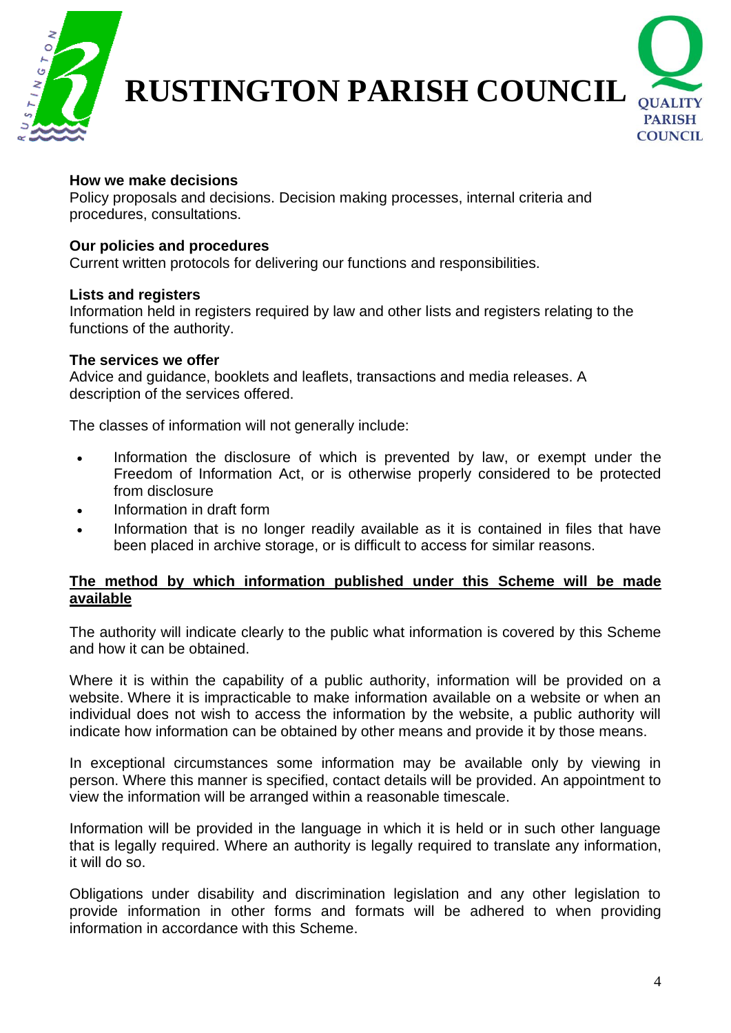**How we make decisions**
Policy proposals and decisions. Decision making processes, internal criteria and procedures, consultations.

**Our policies and procedures**
Current written protocols for delivering our functions and responsibilities.

**Lists and registers**
Information held in registers required by law and other lists and registers relating to the functions of the authority.

**The services we offer**
Advice and guidance, booklets and leaflets, transactions and media releases. A description of the services offered.

The classes of information will not generally include:

- Information the disclosure of which is prevented by law, or exempt under the Freedom of Information Act, or is otherwise properly considered to be protected from disclosure
- Information in draft form
- Information that is no longer readily available as it is contained in files that have been placed in archive storage, or is difficult to access for similar reasons.

**The method by which information published under this Scheme will be made available**

The authority will indicate clearly to the public what information is covered by this Scheme and how it can be obtained.

Where it is within the capability of a public authority, information will be provided on a website. Where it is impracticable to make information available on a website or when an individual does not wish to access the information by the website, a public authority will indicate how information can be obtained by other means and provide it by those means.

In exceptional circumstances some information may be available only by viewing in person. Where this manner is specified, contact details will be provided. An appointment to view the information will be arranged within a reasonable timescale.

Information will be provided in the language in which it is held or in such other language that is legally required. Where an authority is legally required to translate any information, it will do so.

Obligations under disability and discrimination legislation and any other legislation to provide information in other forms and formats will be adhered to when providing information in accordance with this Scheme.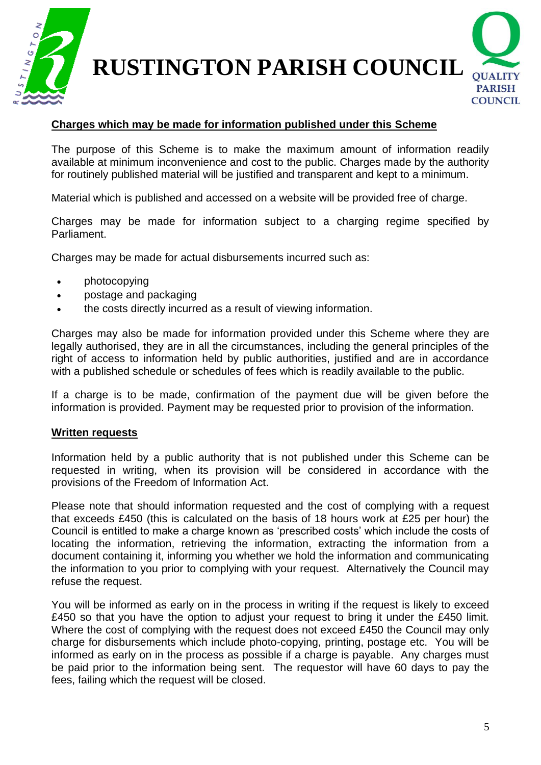## Charges which may be made for information published under this Scheme

The purpose of this Scheme is to make the maximum amount of information readily available at minimum inconvenience and cost to the public. Charges made by the authority for routinely published material will be justified and transparent and kept to a minimum.

Material which is published and accessed on a website will be provided free of charge.

Charges may be made for information subject to a charging regime specified by Parliament.

Charges may be made for actual disbursements incurred such as:

- photocopying
- postage and packaging
- the costs directly incurred as a result of viewing information.

Charges may also be made for information provided under this Scheme where they are legally authorised, they are in all the circumstances, including the general principles of the right of access to information held by public authorities, justified and are in accordance with a published schedule or schedules of fees which is readily available to the public.

If a charge is to be made, confirmation of the payment due will be given before the information is provided. Payment may be requested prior to provision of the information.

## Written requests

Information held by a public authority that is not published under this Scheme can be requested in writing, when its provision will be considered in accordance with the provisions of the Freedom of Information Act.

Please note that should information requested and the cost of complying with a request that exceeds £450 (this is calculated on the basis of 18 hours work at £25 per hour) the Council is entitled to make a charge known as 'prescribed costs' which include the costs of locating the information, retrieving the information, extracting the information from a document containing it, informing you whether we hold the information and communicating the information to you prior to complying with your request. Alternatively the Council may refuse the request.

You will be informed as early on in the process in writing if the request is likely to exceed £450 so that you have the option to adjust your request to bring it under the £450 limit. Where the cost of complying with the request does not exceed £450 the Council may only charge for disbursements which include photo-copying, printing, postage etc. You will be informed as early on in the process as possible if a charge is payable. Any charges must be paid prior to the information being sent. The requestor will have 60 days to pay the fees, failing which the request will be closed.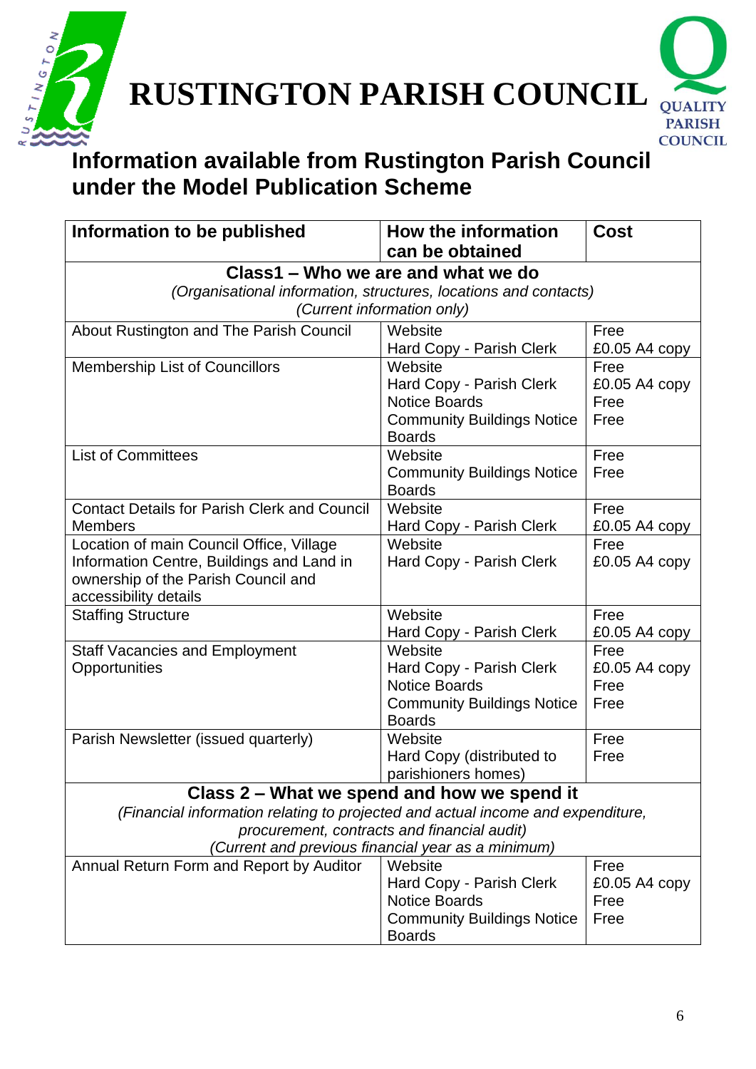# RUSTINGTON PARISH COUNCIL

## Information available from Rustington Parish Council under the Model Publication Scheme

| Information to be published | How the information can be obtained | Cost |
|---|---|---|
| **Class1 – Who we are and what we do**<br>*(Organisational information, structures, locations and contacts)*<br>*(Current information only)* | | |
| About Rustington and The Parish Council | Website<br>Hard Copy - Parish Clerk | Free<br>£0.05 A4 copy |
| Membership List of Councillors | Website<br>Hard Copy - Parish Clerk<br>Notice Boards<br>Community Buildings Notice Boards | Free<br>£0.05 A4 copy<br>Free<br>Free |
| List of Committees | Website<br>Community Buildings Notice Boards | Free<br>Free |
| Contact Details for Parish Clerk and Council Members | Website<br>Hard Copy - Parish Clerk | Free<br>£0.05 A4 copy |
| Location of main Council Office, Village Information Centre, Buildings and Land in ownership of the Parish Council and accessibility details | Website<br>Hard Copy - Parish Clerk | Free<br>£0.05 A4 copy |
| Staffing Structure | Website<br>Hard Copy - Parish Clerk | Free<br>£0.05 A4 copy |
| Staff Vacancies and Employment Opportunities | Website<br>Hard Copy - Parish Clerk<br>Notice Boards<br>Community Buildings Notice Boards | Free<br>£0.05 A4 copy<br>Free<br>Free |
| Parish Newsletter (issued quarterly) | Website<br>Hard Copy (distributed to parishioners homes) | Free<br>Free |
| **Class 2 – What we spend and how we spend it**<br>*(Financial information relating to projected and actual income and expenditure, procurement, contracts and financial audit)*<br>*(Current and previous financial year as a minimum)* | | |
| Annual Return Form and Report by Auditor | Website<br>Hard Copy - Parish Clerk<br>Notice Boards<br>Community Buildings Notice Boards | Free<br>£0.05 A4 copy<br>Free<br>Free |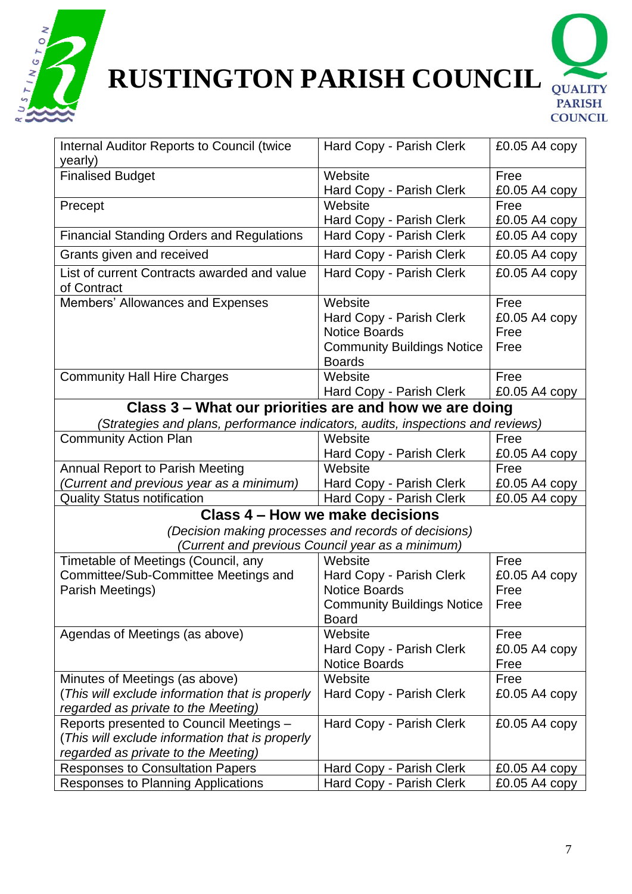# RUSTINGTON PARISH COUNCIL

| | | |
|---|---|---|
| Internal Auditor Reports to Council (twice yearly) | Hard Copy - Parish Clerk | £0.05 A4 copy |
| Finalised Budget | Website<br>Hard Copy - Parish Clerk | Free<br>£0.05 A4 copy |
| Precept | Website<br>Hard Copy - Parish Clerk | Free<br>£0.05 A4 copy |
| Financial Standing Orders and Regulations | Hard Copy - Parish Clerk | £0.05 A4 copy |
| Grants given and received | Hard Copy - Parish Clerk | £0.05 A4 copy |
| List of current Contracts awarded and value of Contract | Hard Copy - Parish Clerk | £0.05 A4 copy |
| Members' Allowances and Expenses | Website<br>Hard Copy - Parish Clerk<br>Notice Boards<br>Community Buildings Notice Boards | Free<br>£0.05 A4 copy<br>Free<br>Free |
| Community Hall Hire Charges | Website<br>Hard Copy - Parish Clerk | Free<br>£0.05 A4 copy |
| **Class 3 – What our priorities are and how we are doing**<br>*(Strategies and plans, performance indicators, audits, inspections and reviews)* | | |
| Community Action Plan | Website<br>Hard Copy - Parish Clerk | Free<br>£0.05 A4 copy |
| Annual Report to Parish Meeting<br>*(Current and previous year as a minimum)* | Website<br>Hard Copy - Parish Clerk | Free<br>£0.05 A4 copy |
| Quality Status notification | Hard Copy - Parish Clerk | £0.05 A4 copy |
| **Class 4 – How we make decisions**<br>*(Decision making processes and records of decisions)*<br>*(Current and previous Council year as a minimum)* | | |
| Timetable of Meetings (Council, any Committee/Sub-Committee Meetings and Parish Meetings) | Website<br>Hard Copy - Parish Clerk<br>Notice Boards<br>Community Buildings Notice Board | Free<br>£0.05 A4 copy<br>Free<br>Free |
| Agendas of Meetings (as above) | Website<br>Hard Copy - Parish Clerk<br>Notice Boards | Free<br>£0.05 A4 copy<br>Free |
| Minutes of Meetings (as above)<br>(*This will exclude information that is properly regarded as private to the Meeting)* | Website<br>Hard Copy - Parish Clerk | Free<br>£0.05 A4 copy |
| Reports presented to Council Meetings –<br>(*This will exclude information that is properly regarded as private to the Meeting)* | Hard Copy - Parish Clerk | £0.05 A4 copy |
| Responses to Consultation Papers | Hard Copy - Parish Clerk | £0.05 A4 copy |
| Responses to Planning Applications | Hard Copy - Parish Clerk | £0.05 A4 copy |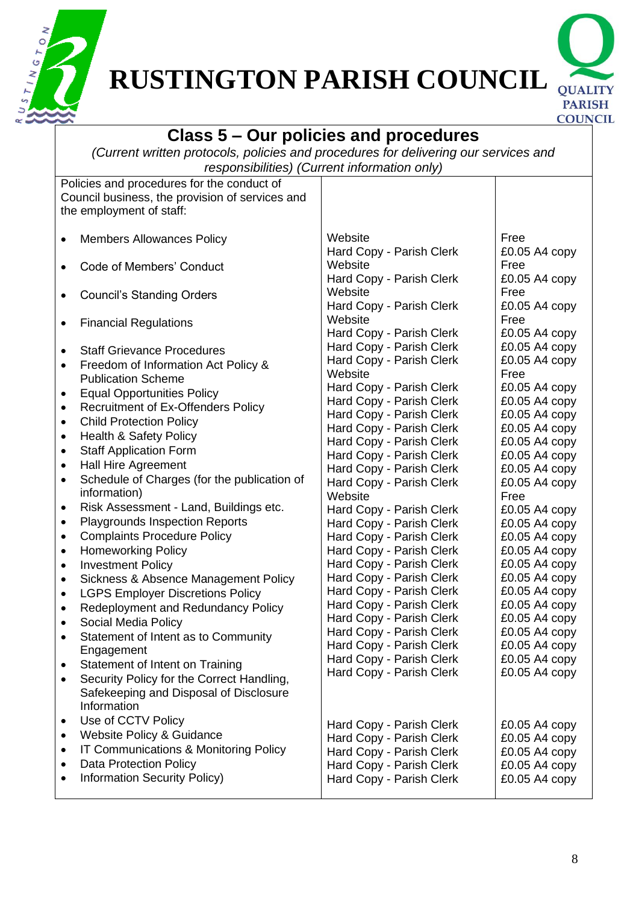## Class 5 – Our policies and procedures

*(Current written protocols, policies and procedures for delivering our services and responsibilities) (Current information only)*

| Policies and procedures for the conduct of Council business, the provision of services and the employment of staff: | | |
|---|---|---|
| • Members Allowances Policy | Website | Free |
| | Hard Copy - Parish Clerk | £0.05 A4 copy |
| • Code of Members' Conduct | Website | Free |
| | Hard Copy - Parish Clerk | £0.05 A4 copy |
| • Council's Standing Orders | Website | Free |
| | Hard Copy - Parish Clerk | £0.05 A4 copy |
| • Financial Regulations | Website | Free |
| | Hard Copy - Parish Clerk | £0.05 A4 copy |
| • Staff Grievance Procedures | Hard Copy - Parish Clerk | £0.05 A4 copy |
| • Freedom of Information Act Policy & Publication Scheme | Hard Copy - Parish Clerk | £0.05 A4 copy |
| | Website | Free |
| • Equal Opportunities Policy | Hard Copy - Parish Clerk | £0.05 A4 copy |
| • Recruitment of Ex-Offenders Policy | Hard Copy - Parish Clerk | £0.05 A4 copy |
| • Child Protection Policy | Hard Copy - Parish Clerk | £0.05 A4 copy |
| • Health & Safety Policy | Hard Copy - Parish Clerk | £0.05 A4 copy |
| • Staff Application Form | Hard Copy - Parish Clerk | £0.05 A4 copy |
| • Hall Hire Agreement | Hard Copy - Parish Clerk | £0.05 A4 copy |
| • Schedule of Charges (for the publication of information) | Hard Copy - Parish Clerk | £0.05 A4 copy |
| | Hard Copy - Parish Clerk | £0.05 A4 copy |
| | Website | Free |
| • Risk Assessment - Land, Buildings etc. | Hard Copy - Parish Clerk | £0.05 A4 copy |
| • Playgrounds Inspection Reports | Hard Copy - Parish Clerk | £0.05 A4 copy |
| • Complaints Procedure Policy | Hard Copy - Parish Clerk | £0.05 A4 copy |
| • Homeworking Policy | Hard Copy - Parish Clerk | £0.05 A4 copy |
| • Investment Policy | Hard Copy - Parish Clerk | £0.05 A4 copy |
| • Sickness & Absence Management Policy | Hard Copy - Parish Clerk | £0.05 A4 copy |
| • LGPS Employer Discretions Policy | Hard Copy - Parish Clerk | £0.05 A4 copy |
| • Redeployment and Redundancy Policy | Hard Copy - Parish Clerk | £0.05 A4 copy |
| • Social Media Policy | Hard Copy - Parish Clerk | £0.05 A4 copy |
| • Statement of Intent as to Community Engagement | Hard Copy - Parish Clerk | £0.05 A4 copy |
| | Hard Copy - Parish Clerk | £0.05 A4 copy |
| • Statement of Intent on Training | Hard Copy - Parish Clerk | £0.05 A4 copy |
| • Security Policy for the Correct Handling, Safekeeping and Disposal of Disclosure Information | Hard Copy - Parish Clerk | £0.05 A4 copy |
| • Use of CCTV Policy | Hard Copy - Parish Clerk | £0.05 A4 copy |
| • Website Policy & Guidance | Hard Copy - Parish Clerk | £0.05 A4 copy |
| • IT Communications & Monitoring Policy | Hard Copy - Parish Clerk | £0.05 A4 copy |
| • Data Protection Policy | Hard Copy - Parish Clerk | £0.05 A4 copy |
| • Information Security Policy) | Hard Copy - Parish Clerk | £0.05 A4 copy |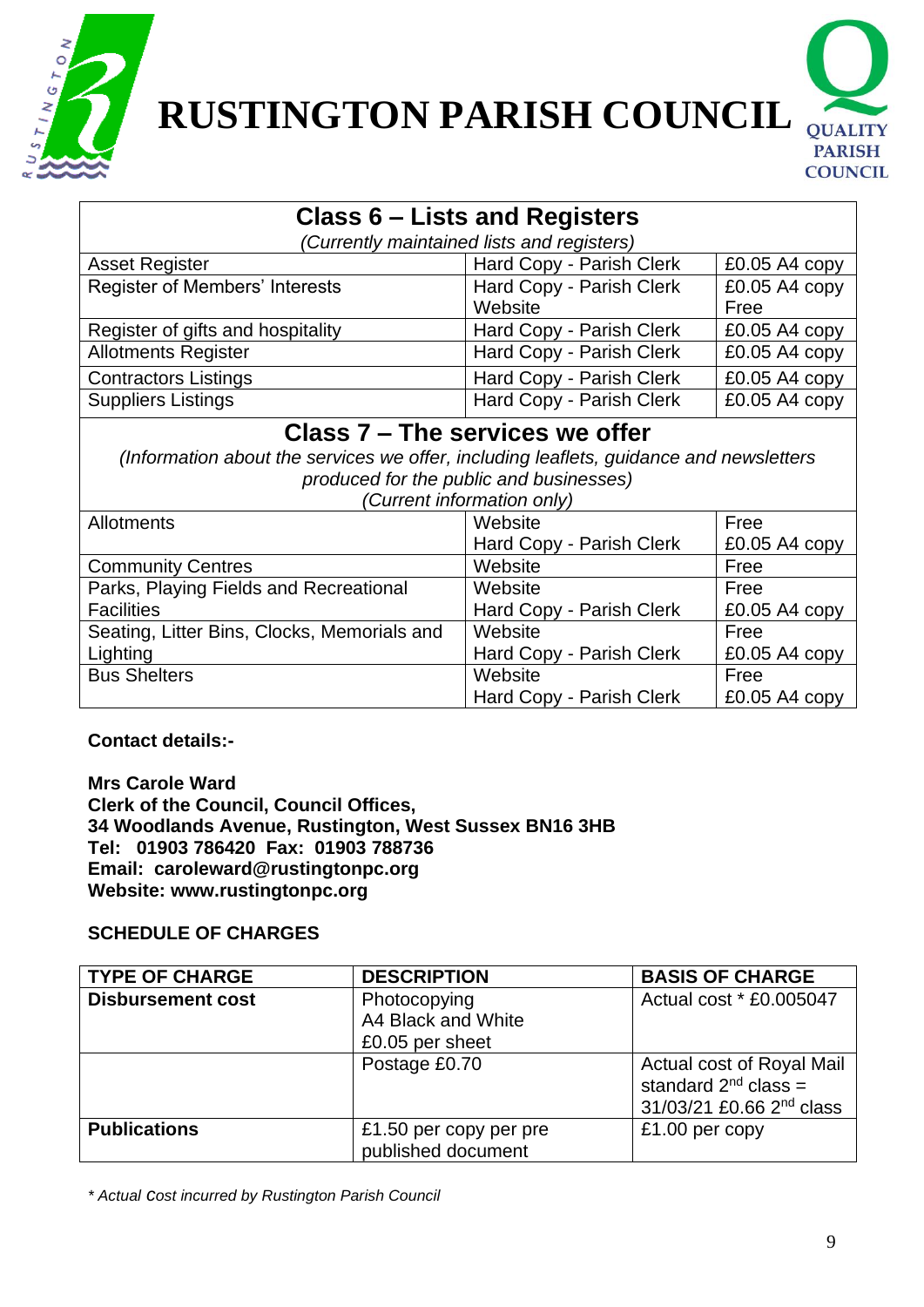# RUSTINGTON PARISH COUNCIL

| Class 6 – Lists and Registers (Currently maintained lists and registers) | | |
|---|---|---|
| Asset Register | Hard Copy - Parish Clerk | £0.05 A4 copy |
| Register of Members' Interests | Hard Copy - Parish Clerk<br>Website | £0.05 A4 copy<br>Free |
| Register of gifts and hospitality | Hard Copy - Parish Clerk | £0.05 A4 copy |
| Allotments Register | Hard Copy - Parish Clerk | £0.05 A4 copy |
| Contractors Listings | Hard Copy - Parish Clerk | £0.05 A4 copy |
| Suppliers Listings | Hard Copy - Parish Clerk | £0.05 A4 copy |

| Class 7 – The services we offer (Information about the services we offer, including leaflets, guidance and newsletters produced for the public and businesses) (Current information only) | | |
|---|---|---|
| Allotments | Website<br>Hard Copy - Parish Clerk | Free<br>£0.05 A4 copy |
| Community Centres | Website | Free |
| Parks, Playing Fields and Recreational Facilities | Website<br>Hard Copy - Parish Clerk | Free<br>£0.05 A4 copy |
| Seating, Litter Bins, Clocks, Memorials and Lighting | Website<br>Hard Copy - Parish Clerk | Free<br>£0.05 A4 copy |
| Bus Shelters | Website<br>Hard Copy - Parish Clerk | Free<br>£0.05 A4 copy |

**Contact details:-**

**Mrs Carole Ward**
**Clerk of the Council, Council Offices,**
**34 Woodlands Avenue, Rustington, West Sussex BN16 3HB**
**Tel: 01903 786420 Fax: 01903 788736**
**Email: caroleward@rustingtonpc.org**
**Website: www.rustingtonpc.org**

**SCHEDULE OF CHARGES**

| TYPE OF CHARGE | DESCRIPTION | BASIS OF CHARGE |
|---|---|---|
| **Disbursement cost** | Photocopying<br>A4 Black and White<br>£0.05 per sheet | Actual cost * £0.005047 |
| | Postage £0.70 | Actual cost of Royal Mail standard 2nd class = 31/03/21 £0.66 2nd class |
| **Publications** | £1.50 per copy per pre published document | £1.00 per copy |

*\* Actual cost incurred by Rustington Parish Council*